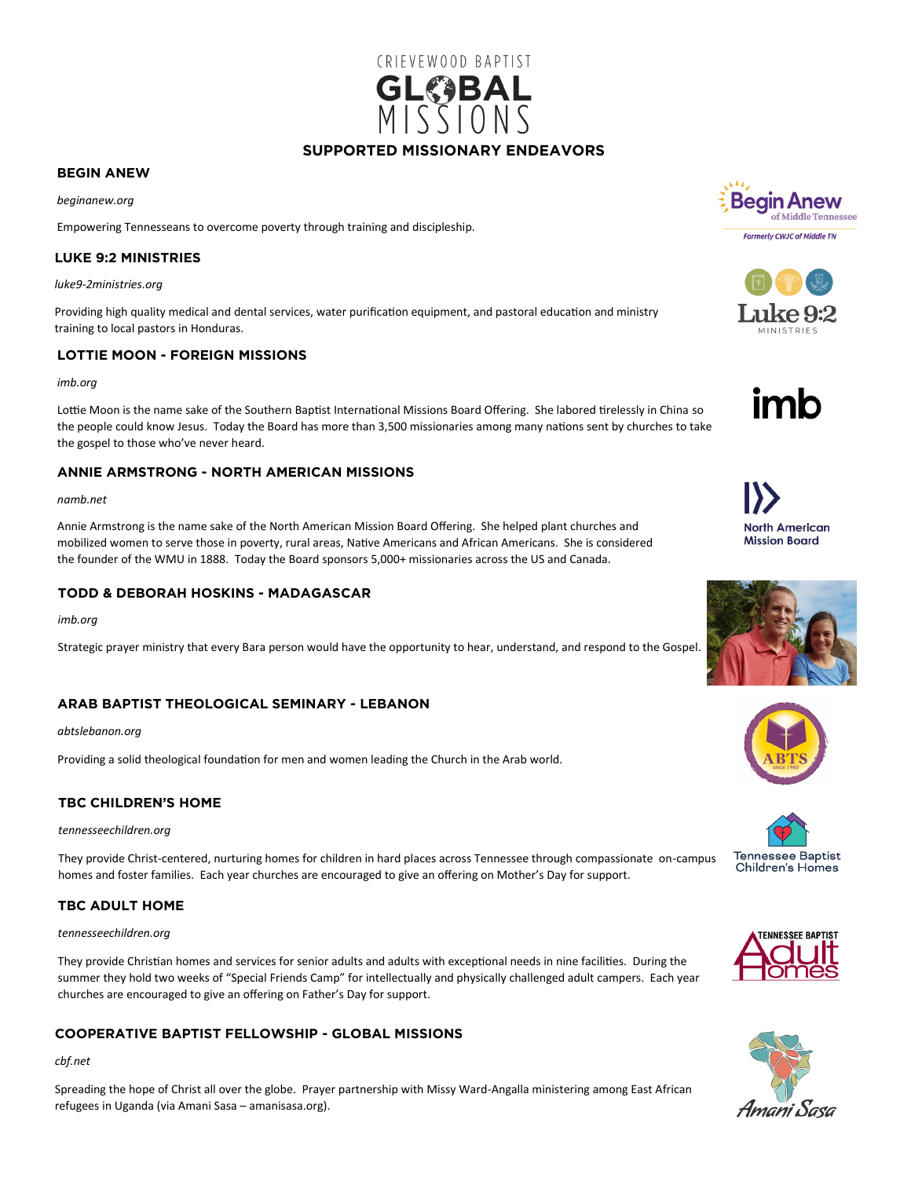# CRIEVEWOOD BAPTIST GLOBAL MISSIONS

## SUPPORTED MISSIONARY ENDEAVORS

### BEGIN ANEW

*beginanew.org*

Empowering Tennesseans to overcome poverty through training and discipleship.

### LUKE 9:2 MINISTRIES

*luke9-2ministries.org*

Providing high quality medical and dental services, water purification equipment, and pastoral education and ministry training to local pastors in Honduras.

### LOTTIE MOON - FOREIGN MISSIONS

*imb.org*

Lottie Moon is the name sake of the Southern Baptist International Missions Board Offering. She labored tirelessly in China so the people could know Jesus. Today the Board has more than 3,500 missionaries among many nations sent by churches to take the gospel to those who've never heard.

### ANNIE ARMSTRONG - NORTH AMERICAN MISSIONS

*namb.net*

Annie Armstrong is the name sake of the North American Mission Board Offering. She helped plant churches and mobilized women to serve those in poverty, rural areas, Native Americans and African Americans. She is considered the founder of the WMU in 1888. Today the Board sponsors 5,000+ missionaries across the US and Canada.

### TODD & DEBORAH HOSKINS - MADAGASCAR

*imb.org*

Strategic prayer ministry that every Bara person would have the opportunity to hear, understand, and respond to the Gospel.

### ARAB BAPTIST THEOLOGICAL SEMINARY - LEBANON

*abtslebanon.org*

Providing a solid theological foundation for men and women leading the Church in the Arab world.

### TBC CHILDREN'S HOME

*tennesseechildren.org*

They provide Christ-centered, nurturing homes for children in hard places across Tennessee through compassionate on-campus homes and foster families. Each year churches are encouraged to give an offering on Mother's Day for support.

### TBC ADULT HOME

*tennesseechildren.org*

They provide Christian homes and services for senior adults and adults with exceptional needs in nine facilities. During the summer they hold two weeks of "Special Friends Camp" for intellectually and physically challenged adult campers. Each year churches are encouraged to give an offering on Father's Day for support.

### COOPERATIVE BAPTIST FELLOWSHIP - GLOBAL MISSIONS

*cbf.net*

Spreading the hope of Christ all over the globe. Prayer partnership with Missy Ward-Angalla ministering among East African refugees in Uganda (via Amani Sasa – amanisasa.org).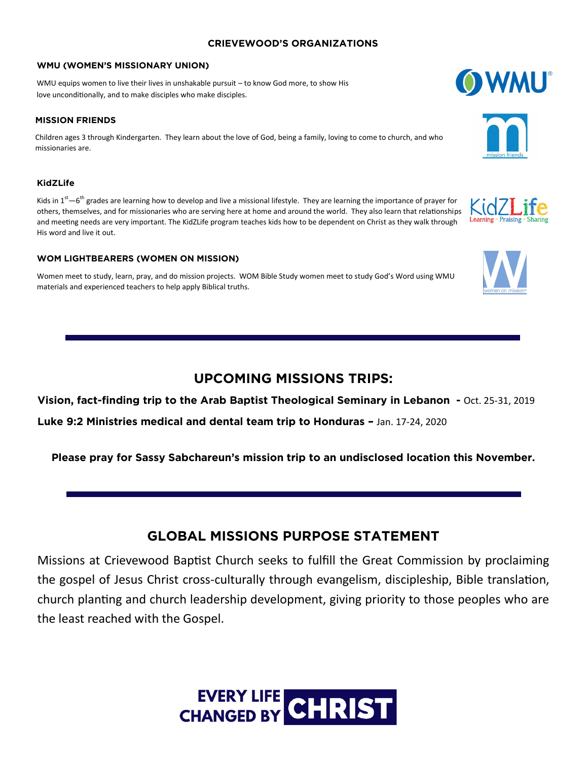## CRIEVEWOOD'S ORGANIZATIONS

### WMU (WOMEN'S MISSIONARY UNION)

WMU equips women to live their lives in unshakable pursuit – to know God more, to show His love unconditionally, and to make disciples who make disciples.

### MISSION FRIENDS

Children ages 3 through Kindergarten. They learn about the love of God, being a family, loving to come to church, and who missionaries are.

### KidZLife

Kids in 1st—6th grades are learning how to develop and live a missional lifestyle. They are learning the importance of prayer for others, themselves, and for missionaries who are serving here at home and around the world. They also learn that relationships and meeting needs are very important. The KidZLife program teaches kids how to be dependent on Christ as they walk through His word and live it out.

### WOM LIGHTBEARERS (WOMEN ON MISSION)

Women meet to study, learn, pray, and do mission projects. WOM Bible Study women meet to study God's Word using WMU materials and experienced teachers to help apply Biblical truths.

---

## UPCOMING MISSIONS TRIPS:

**Vision, fact-finding trip to the Arab Baptist Theological Seminary in Lebanon -** Oct. 25-31, 2019

**Luke 9:2 Ministries medical and dental team trip to Honduras –** Jan. 17-24, 2020

**Please pray for Sassy Sabchareun's mission trip to an undisclosed location this November.**

---

## GLOBAL MISSIONS PURPOSE STATEMENT

Missions at Crievewood Baptist Church seeks to fulfill the Great Commission by proclaiming the gospel of Jesus Christ cross-culturally through evangelism, discipleship, Bible translation, church planting and church leadership development, giving priority to those peoples who are the least reached with the Gospel.

**EVERY LIFE CHANGED BY CHRIST**